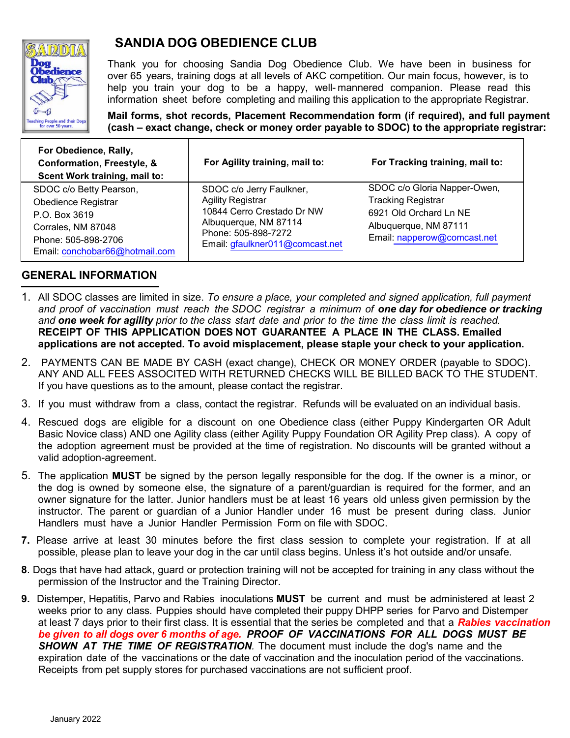# SANDIA DOG OBEDIENCE CLUB

Thank you for choosing Sandia Dog Obedience Club. We have been in business for over 65 years, training dogs at all levels of AKC competition. Our main focus, however, is to help you train your dog to be a happy, well-mannered companion. Please read this information sheet before completing and mailing this application to the appropriate Registrar.

**Mail forms, shot records, Placement Recommendation form (if required), and full payment (cash – exact change, check or money order payable to SDOC) to the appropriate registrar:**

| For Obedience, Rally, Conformation, Freestyle, & Scent Work training, mail to: | For Agility training, mail to: | For Tracking training, mail to: |
|---|---|---|
| SDOC c/o Betty Pearson,<br>Obedience Registrar<br>P.O. Box 3619<br>Corrales, NM 87048<br>Phone: 505-898-2706<br>Email: conchobar66@hotmail.com | SDOC c/o Jerry Faulkner,<br>Agility Registrar<br>10844 Cerro Crestado Dr NW<br>Albuquerque, NM 87114<br>Phone: 505-898-7272<br>Email: gfaulkner011@comcast.net | SDOC c/o Gloria Napper-Owen,<br>Tracking Registrar<br>6921 Old Orchard Ln NE<br>Albuquerque, NM 87111<br>Email: napperow@comcast.net |

## GENERAL INFORMATION

1. All SDOC classes are limited in size. *To ensure a place, your completed and signed application, full payment and proof of vaccination must reach the SDOC registrar a minimum of* ***one day for obedience or tracking*** *and* ***one week for agility*** *prior to the class start date and prior to the time the class limit is reached.* **RECEIPT OF THIS APPLICATION DOES NOT GUARANTEE A PLACE IN THE CLASS. Emailed applications are not accepted. To avoid misplacement, please staple your check to your application.**

2. PAYMENTS CAN BE MADE BY CASH (exact change), CHECK OR MONEY ORDER (payable to SDOC). ANY AND ALL FEES ASSOCITED WITH RETURNED CHECKS WILL BE BILLED BACK TO THE STUDENT. If you have questions as to the amount, please contact the registrar.

3. If you must withdraw from a class, contact the registrar. Refunds will be evaluated on an individual basis.

4. Rescued dogs are eligible for a discount on one Obedience class (either Puppy Kindergarten OR Adult Basic Novice class) AND one Agility class (either Agility Puppy Foundation OR Agility Prep class). A copy of the adoption agreement must be provided at the time of registration. No discounts will be granted without a valid adoption-agreement.

5. The application **MUST** be signed by the person legally responsible for the dog. If the owner is a minor, or the dog is owned by someone else, the signature of a parent/guardian is required for the former, and an owner signature for the latter. Junior handlers must be at least 16 years old unless given permission by the instructor. The parent or guardian of a Junior Handler under 16 must be present during class. Junior Handlers must have a Junior Handler Permission Form on file with SDOC.

7. Please arrive at least 30 minutes before the first class session to complete your registration. If at all possible, please plan to leave your dog in the car until class begins. Unless it's hot outside and/or unsafe.

8. Dogs that have had attack, guard or protection training will not be accepted for training in any class without the permission of the Instructor and the Training Director.

9. Distemper, Hepatitis, Parvo and Rabies inoculations **MUST** be current and must be administered at least 2 weeks prior to any class. Puppies should have completed their puppy DHPP series for Parvo and Distemper at least 7 days prior to their first class. It is essential that the series be completed and that a ***Rabies vaccination be given to all dogs over 6 months of age.*** ***PROOF OF VACCINATIONS FOR ALL DOGS MUST BE SHOWN AT THE TIME OF REGISTRATION***. The document must include the dog's name and the expiration date of the vaccinations or the date of vaccination and the inoculation period of the vaccinations. Receipts from pet supply stores for purchased vaccinations are not sufficient proof.

January 2022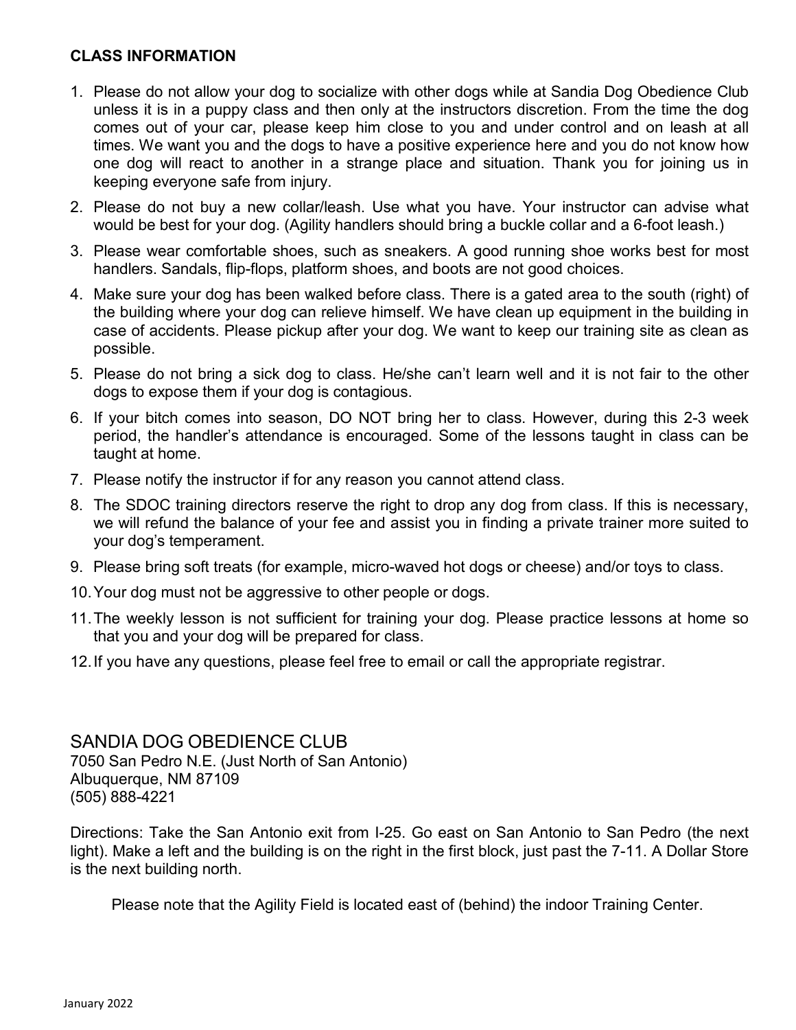**CLASS INFORMATION**

1. Please do not allow your dog to socialize with other dogs while at Sandia Dog Obedience Club unless it is in a puppy class and then only at the instructors discretion. From the time the dog comes out of your car, please keep him close to you and under control and on leash at all times. We want you and the dogs to have a positive experience here and you do not know how one dog will react to another in a strange place and situation. Thank you for joining us in keeping everyone safe from injury.
2. Please do not buy a new collar/leash. Use what you have. Your instructor can advise what would be best for your dog. (Agility handlers should bring a buckle collar and a 6-foot leash.)
3. Please wear comfortable shoes, such as sneakers. A good running shoe works best for most handlers. Sandals, flip-flops, platform shoes, and boots are not good choices.
4. Make sure your dog has been walked before class. There is a gated area to the south (right) of the building where your dog can relieve himself. We have clean up equipment in the building in case of accidents. Please pickup after your dog. We want to keep our training site as clean as possible.
5. Please do not bring a sick dog to class. He/she can't learn well and it is not fair to the other dogs to expose them if your dog is contagious.
6. If your bitch comes into season, DO NOT bring her to class. However, during this 2-3 week period, the handler's attendance is encouraged. Some of the lessons taught in class can be taught at home.
7. Please notify the instructor if for any reason you cannot attend class.
8. The SDOC training directors reserve the right to drop any dog from class. If this is necessary, we will refund the balance of your fee and assist you in finding a private trainer more suited to your dog's temperament.
9. Please bring soft treats (for example, micro-waved hot dogs or cheese) and/or toys to class.
10. Your dog must not be aggressive to other people or dogs.
11. The weekly lesson is not sufficient for training your dog. Please practice lessons at home so that you and your dog will be prepared for class.
12. If you have any questions, please feel free to email or call the appropriate registrar.

SANDIA DOG OBEDIENCE CLUB
7050 San Pedro N.E. (Just North of San Antonio)
Albuquerque, NM 87109
(505) 888-4221

Directions: Take the San Antonio exit from I-25. Go east on San Antonio to San Pedro (the next light). Make a left and the building is on the right in the first block, just past the 7-11. A Dollar Store is the next building north.

Please note that the Agility Field is located east of (behind) the indoor Training Center.

January 2022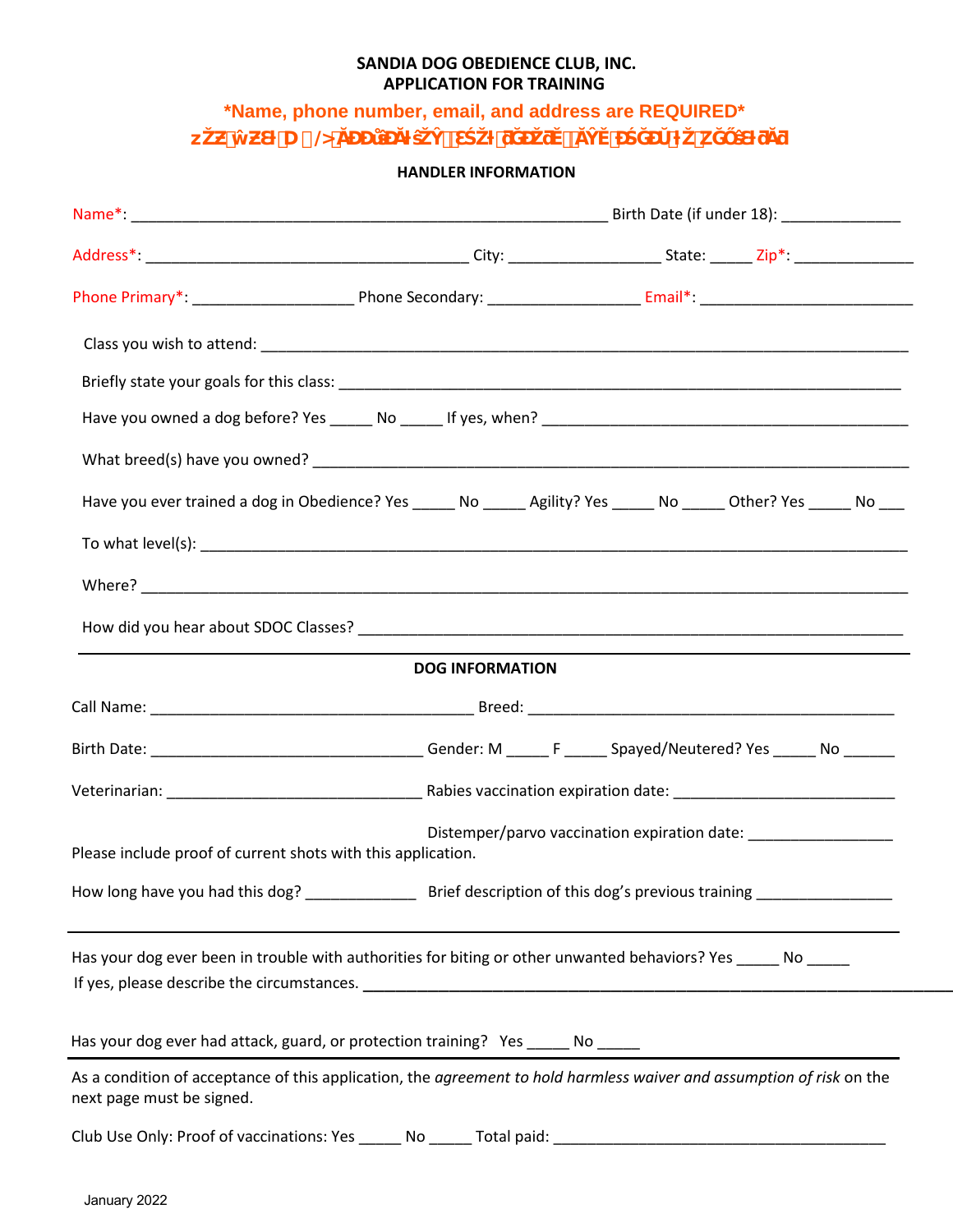**SANDIA DOG OBEDIENCE CLUB, INC.**
**APPLICATION FOR TRAINING**

**\*Name, phone number, email, and address are REQUIRED\***

**HANDLER INFORMATION**

Name*: ________________________________________________________ Birth Date (if under 18): ______________

Address*: ______________________________________ City: __________________ State: _____ Zip*: ______________

Phone Primary*: ___________________ Phone Secondary: __________________ Email*: _________________________

Class you wish to attend: ____________________________________________________________________________

Briefly state your goals for this class: _____________________________________________________________________

Have you owned a dog before? Yes _____ No _____ If yes, when? ___________________________________________

What breed(s) have you owned? _______________________________________________________________________

Have you ever trained a dog in Obedience? Yes _____ No _____ Agility? Yes _____ No _____ Other? Yes _____ No ___

To what level(s): ___________________________________________________________________________________

Where? ____________________________________________________________________________________________

How did you hear about SDOC Classes? ______________________________________________________________

**DOG INFORMATION**

Call Name: ______________________________________ Breed: ____________________________________________

Birth Date: ________________________________ Gender: M _____ F _____ Spayed/Neutered? Yes _____ No ______

Veterinarian: ______________________________ Rabies vaccination expiration date: __________________________

Distemper/parvo vaccination expiration date: _________________

Please include proof of current shots with this application.

How long have you had this dog? _____________ Brief description of this dog's previous training ________________

Has your dog ever been in trouble with authorities for biting or other unwanted behaviors? Yes _____ No _____

If yes, please describe the circumstances. ___________________________________________________________________

Has your dog ever had attack, guard, or protection training? Yes _____ No _____

As a condition of acceptance of this application, the *agreement to hold harmless waiver and assumption of risk* on the next page must be signed.

Club Use Only: Proof of vaccinations: Yes _____ No _____ Total paid: ________________________________________

January 2022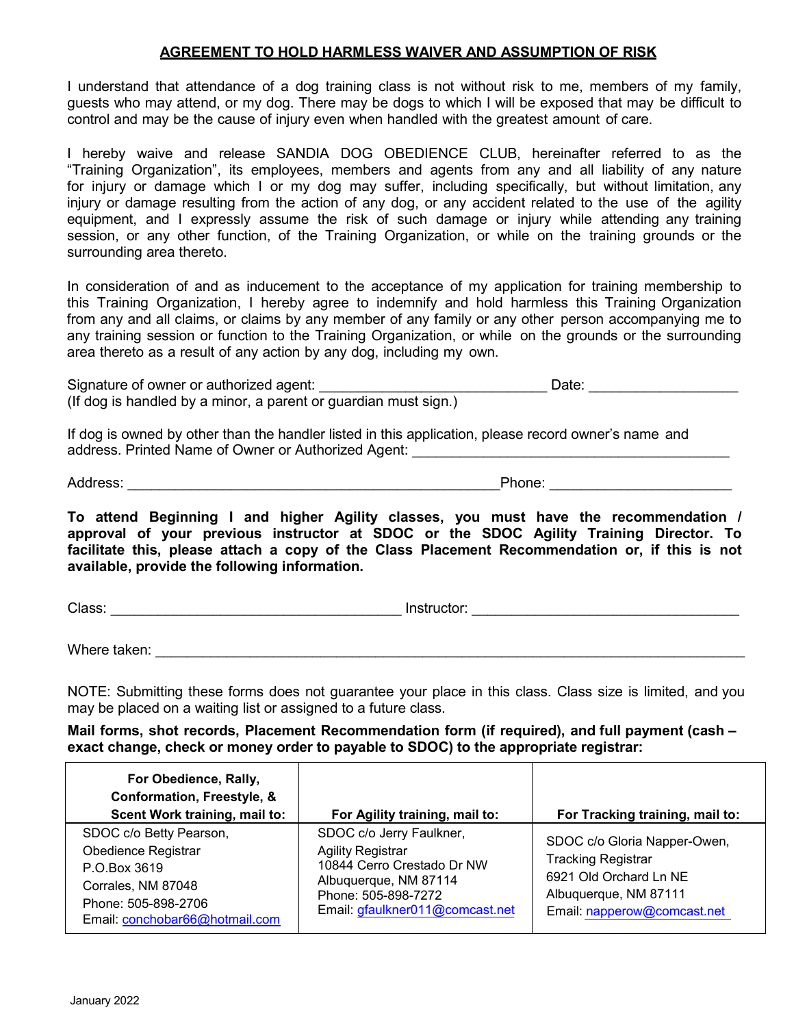## AGREEMENT TO HOLD HARMLESS WAIVER AND ASSUMPTION OF RISK

I understand that attendance of a dog training class is not without risk to me, members of my family, guests who may attend, or my dog. There may be dogs to which I will be exposed that may be difficult to control and may be the cause of injury even when handled with the greatest amount of care.

I hereby waive and release SANDIA DOG OBEDIENCE CLUB, hereinafter referred to as the "Training Organization", its employees, members and agents from any and all liability of any nature for injury or damage which I or my dog may suffer, including specifically, but without limitation, any injury or damage resulting from the action of any dog, or any accident related to the use of the agility equipment, and I expressly assume the risk of such damage or injury while attending any training session, or any other function, of the Training Organization, or while on the training grounds or the surrounding area thereto.

In consideration of and as inducement to the acceptance of my application for training membership to this Training Organization, I hereby agree to indemnify and hold harmless this Training Organization from any and all claims, or claims by any member of any family or any other person accompanying me to any training session or function to the Training Organization, or while on the grounds or the surrounding area thereto as a result of any action by any dog, including my own.

Signature of owner or authorized agent: ____________________________ Date: __________________
(If dog is handled by a minor, a parent or guardian must sign.)

If dog is owned by other than the handler listed in this application, please record owner's name and address. Printed Name of Owner or Authorized Agent: ________________________________________

Address: _______________________________________________Phone: ______________________

**To attend Beginning I and higher Agility classes, you must have the recommendation / approval of your previous instructor at SDOC or the SDOC Agility Training Director. To facilitate this, please attach a copy of the Class Placement Recommendation or, if this is not available, provide the following information.**

Class: ____________________________________ Instructor: _________________________________

Where taken: __________________________________________________________________________

NOTE: Submitting these forms does not guarantee your place in this class. Class size is limited, and you may be placed on a waiting list or assigned to a future class.

**Mail forms, shot records, Placement Recommendation form (if required), and full payment (cash – exact change, check or money order to payable to SDOC) to the appropriate registrar:**

| For Obedience, Rally, Conformation, Freestyle, & Scent Work training, mail to: | For Agility training, mail to: | For Tracking training, mail to: |
|---|---|---|
| SDOC c/o Betty Pearson,<br>Obedience Registrar<br>P.O.Box 3619<br>Corrales, NM 87048<br>Phone: 505-898-2706<br>Email: conchobar66@hotmail.com | SDOC c/o Jerry Faulkner,<br>Agility Registrar<br>10844 Cerro Crestado Dr NW<br>Albuquerque, NM 87114<br>Phone: 505-898-7272<br>Email: gfaulkner011@comcast.net | SDOC c/o Gloria Napper-Owen,<br>Tracking Registrar<br>6921 Old Orchard Ln NE<br>Albuquerque, NM 87111<br>Email: napperow@comcast.net |

January 2022